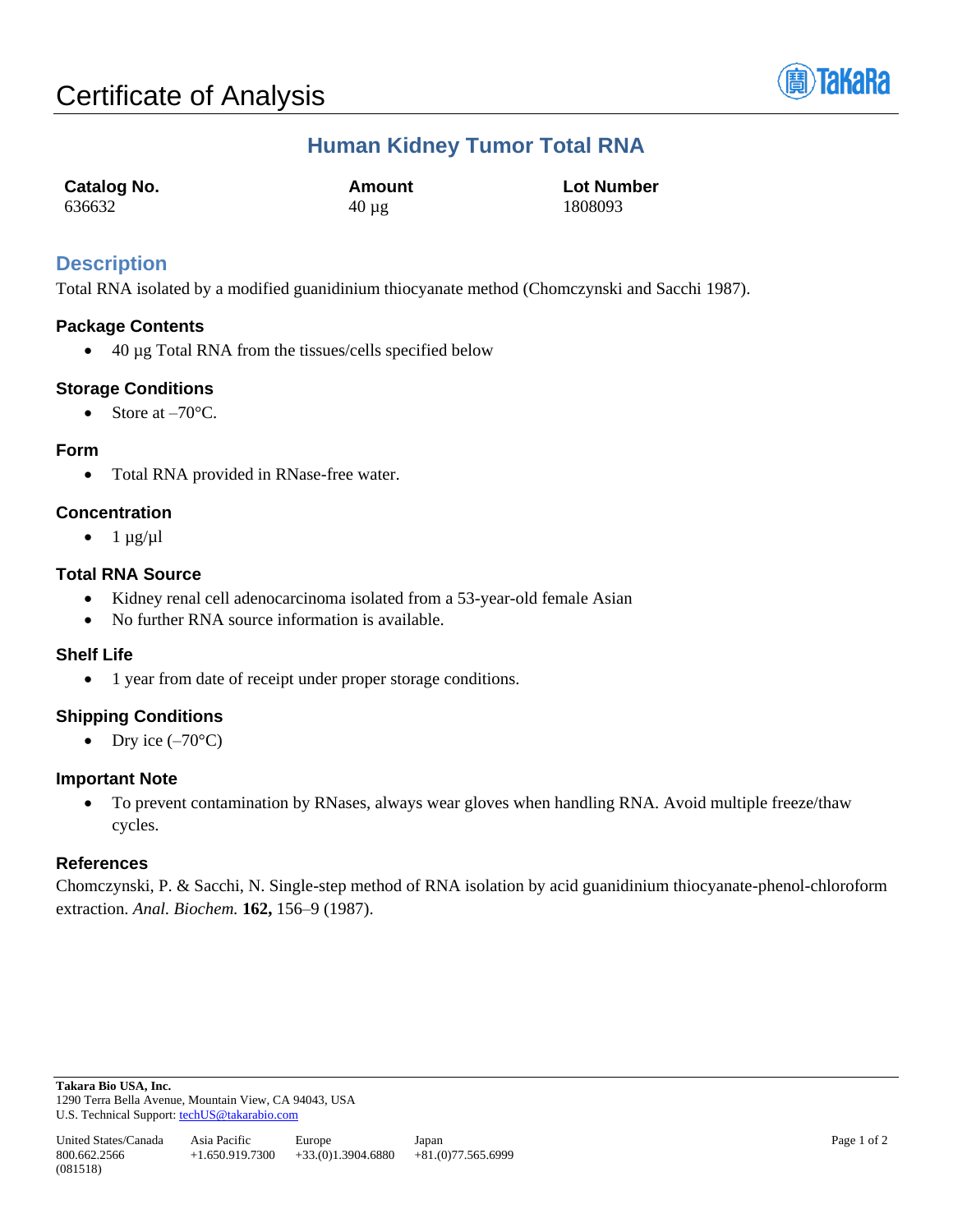# Certificate of Analysis

## Human Kidney Tumor Total RNA

| Catalog No. | Amount | Lot Number |
|---|---|---|
| 636632 | 40 µg | 1808093 |

## Description

Total RNA isolated by a modified guanidinium thiocyanate method (Chomczynski and Sacchi 1987).

### Package Contents

- 40 µg Total RNA from the tissues/cells specified below

### Storage Conditions

- Store at –70°C.

### Form

- Total RNA provided in RNase-free water.

### Concentration

- 1 µg/µl

### Total RNA Source

- Kidney renal cell adenocarcinoma isolated from a 53-year-old female Asian
- No further RNA source information is available.

### Shelf Life

- 1 year from date of receipt under proper storage conditions.

### Shipping Conditions

- Dry ice (–70°C)

### Important Note

- To prevent contamination by RNases, always wear gloves when handling RNA. Avoid multiple freeze/thaw cycles.

### References

Chomczynski, P. & Sacchi, N. Single-step method of RNA isolation by acid guanidinium thiocyanate-phenol-chloroform extraction. *Anal. Biochem.* **162,** 156–9 (1987).

**Takara Bio USA, Inc.**
1290 Terra Bella Avenue, Mountain View, CA 94043, USA
U.S. Technical Support: techUS@takarabio.com

| United States/Canada | Asia Pacific | Europe | Japan |
|---|---|---|---|
| 800.662.2566 | +1.650.919.7300 | +33.(0)1.3904.6880 | +81.(0)77.565.6999 |

(081518)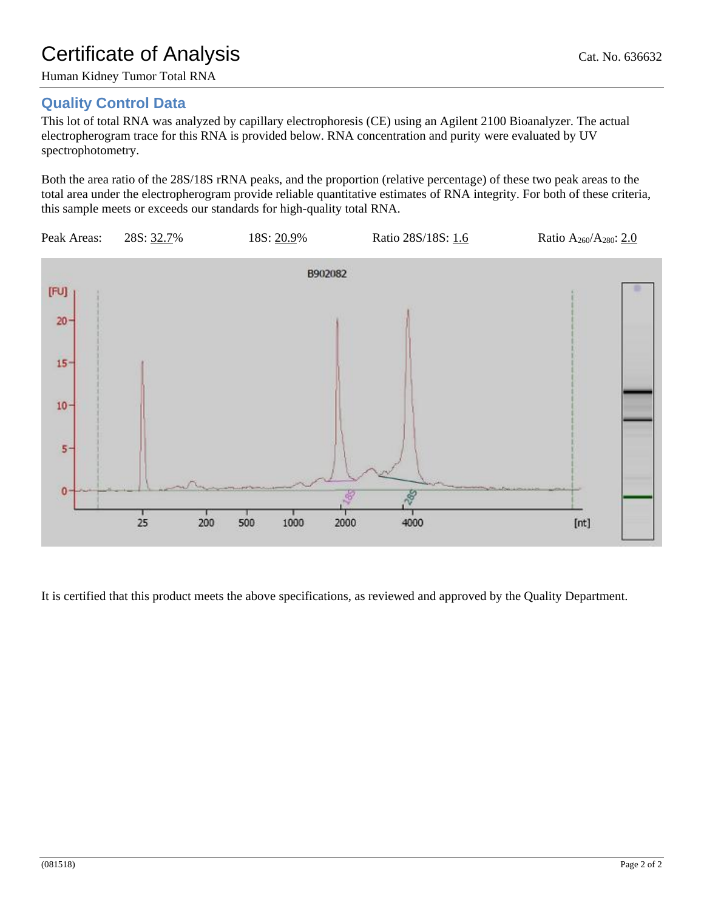# Certificate of Analysis

Cat. No. 636632

Human Kidney Tumor Total RNA

## Quality Control Data

This lot of total RNA was analyzed by capillary electrophoresis (CE) using an Agilent 2100 Bioanalyzer. The actual electropherogram trace for this RNA is provided below. RNA concentration and purity were evaluated by UV spectrophotometry.

Both the area ratio of the 28S/18S rRNA peaks, and the proportion (relative percentage) of these two peak areas to the total area under the electropherogram provide reliable quantitative estimates of RNA integrity. For both of these criteria, this sample meets or exceeds our standards for high-quality total RNA.

Peak Areas: 28S: 32.7% 18S: 20.9% Ratio 28S/18S: 1.6 Ratio $A_{260}/A_{280}$: 2.0

It is certified that this product meets the above specifications, as reviewed and approved by the Quality Department.

(081518)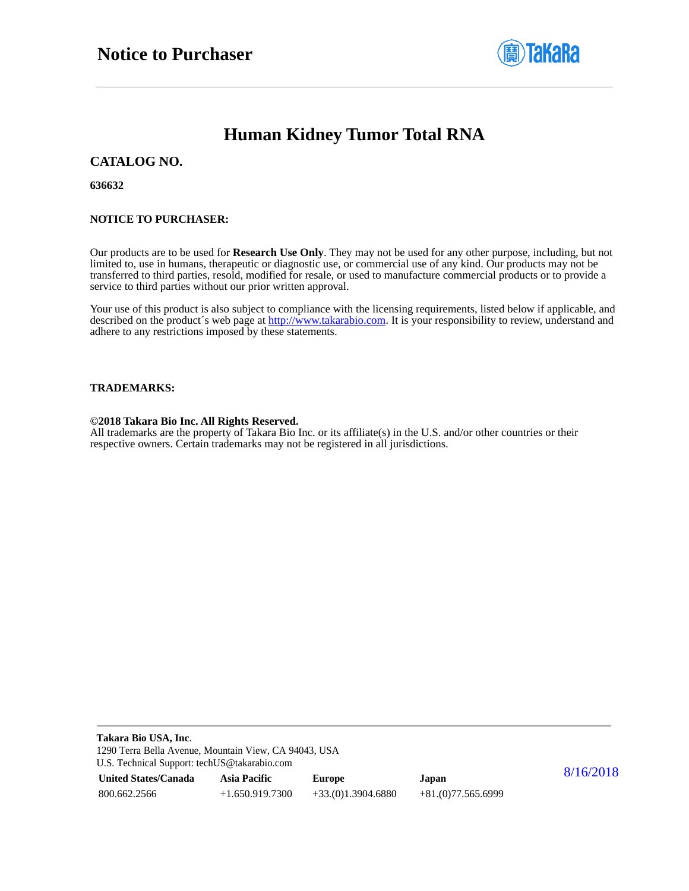# Notice to Purchaser

## Human Kidney Tumor Total RNA

### CATALOG NO.

**636632**

**NOTICE TO PURCHASER:**

Our products are to be used for **Research Use Only**. They may not be used for any other purpose, including, but not limited to, use in humans, therapeutic or diagnostic use, or commercial use of any kind. Our products may not be transferred to third parties, resold, modified for resale, or used to manufacture commercial products or to provide a service to third parties without our prior written approval.

Your use of this product is also subject to compliance with the licensing requirements, listed below if applicable, and described on the product´s web page at http://www.takarabio.com. It is your responsibility to review, understand and adhere to any restrictions imposed by these statements.

**TRADEMARKS:**

**©2018 Takara Bio Inc. All Rights Reserved.**
All trademarks are the property of Takara Bio Inc. or its affiliate(s) in the U.S. and/or other countries or their respective owners. Certain trademarks may not be registered in all jurisdictions.

**Takara Bio USA, Inc**.
1290 Terra Bella Avenue, Mountain View, CA 94043, USA
U.S. Technical Support: techUS@takarabio.com

| United States/Canada | Asia Pacific | Europe | Japan |
|---|---|---|---|
| 800.662.2566 | +1.650.919.7300 | +33.(0)1.3904.6880 | +81.(0)77.565.6999 |

8/16/2018